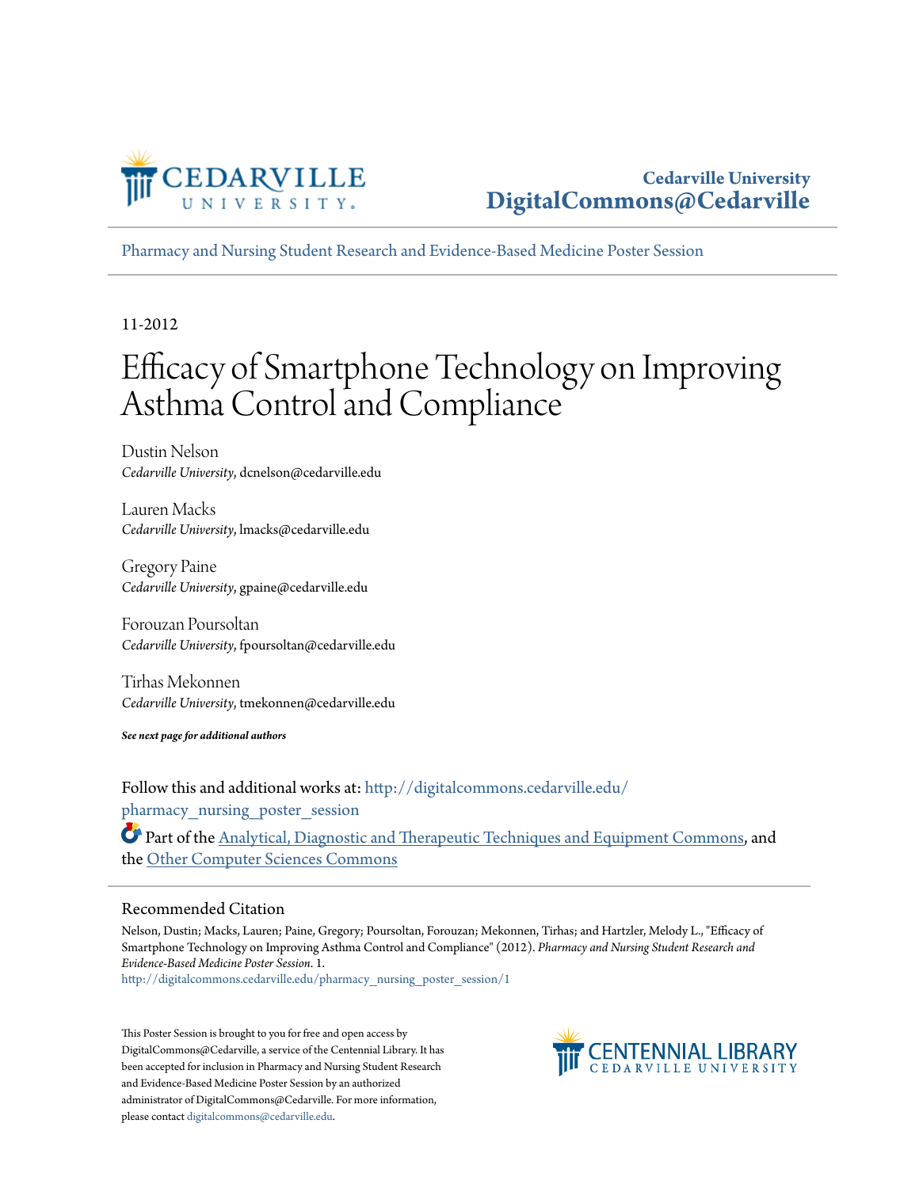Cedarville University
DigitalCommons@Cedarville

Pharmacy and Nursing Student Research and Evidence-Based Medicine Poster Session

11-2012

# Efficacy of Smartphone Technology on Improving Asthma Control and Compliance

Dustin Nelson
*Cedarville University*, dcnelson@cedarville.edu

Lauren Macks
*Cedarville University*, lmacks@cedarville.edu

Gregory Paine
*Cedarville University*, gpaine@cedarville.edu

Forouzan Poursoltan
*Cedarville University*, fpoursoltan@cedarville.edu

Tirhas Mekonnen
*Cedarville University*, tmekonnen@cedarville.edu

***See next page for additional authors***

Follow this and additional works at: http://digitalcommons.cedarville.edu/pharmacy_nursing_poster_session

Part of the Analytical, Diagnostic and Therapeutic Techniques and Equipment Commons, and the Other Computer Sciences Commons

## Recommended Citation

Nelson, Dustin; Macks, Lauren; Paine, Gregory; Poursoltan, Forouzan; Mekonnen, Tirhas; and Hartzler, Melody L., "Efficacy of Smartphone Technology on Improving Asthma Control and Compliance" (2012). *Pharmacy and Nursing Student Research and Evidence-Based Medicine Poster Session*. 1.
http://digitalcommons.cedarville.edu/pharmacy_nursing_poster_session/1

This Poster Session is brought to you for free and open access by DigitalCommons@Cedarville, a service of the Centennial Library. It has been accepted for inclusion in Pharmacy and Nursing Student Research and Evidence-Based Medicine Poster Session by an authorized administrator of DigitalCommons@Cedarville. For more information, please contact digitalcommons@cedarville.edu.

CENTENNIAL LIBRARY
CEDARVILLE UNIVERSITY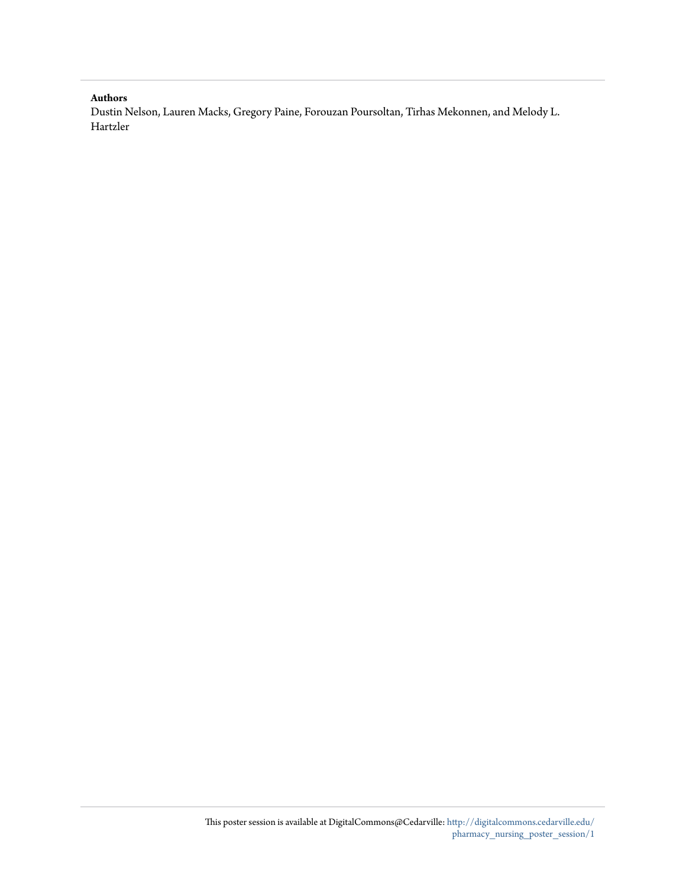**Authors**

Dustin Nelson, Lauren Macks, Gregory Paine, Forouzan Poursoltan, Tirhas Mekonnen, and Melody L. Hartzler

This poster session is available at DigitalCommons@Cedarville: http://digitalcommons.cedarville.edu/pharmacy_nursing_poster_session/1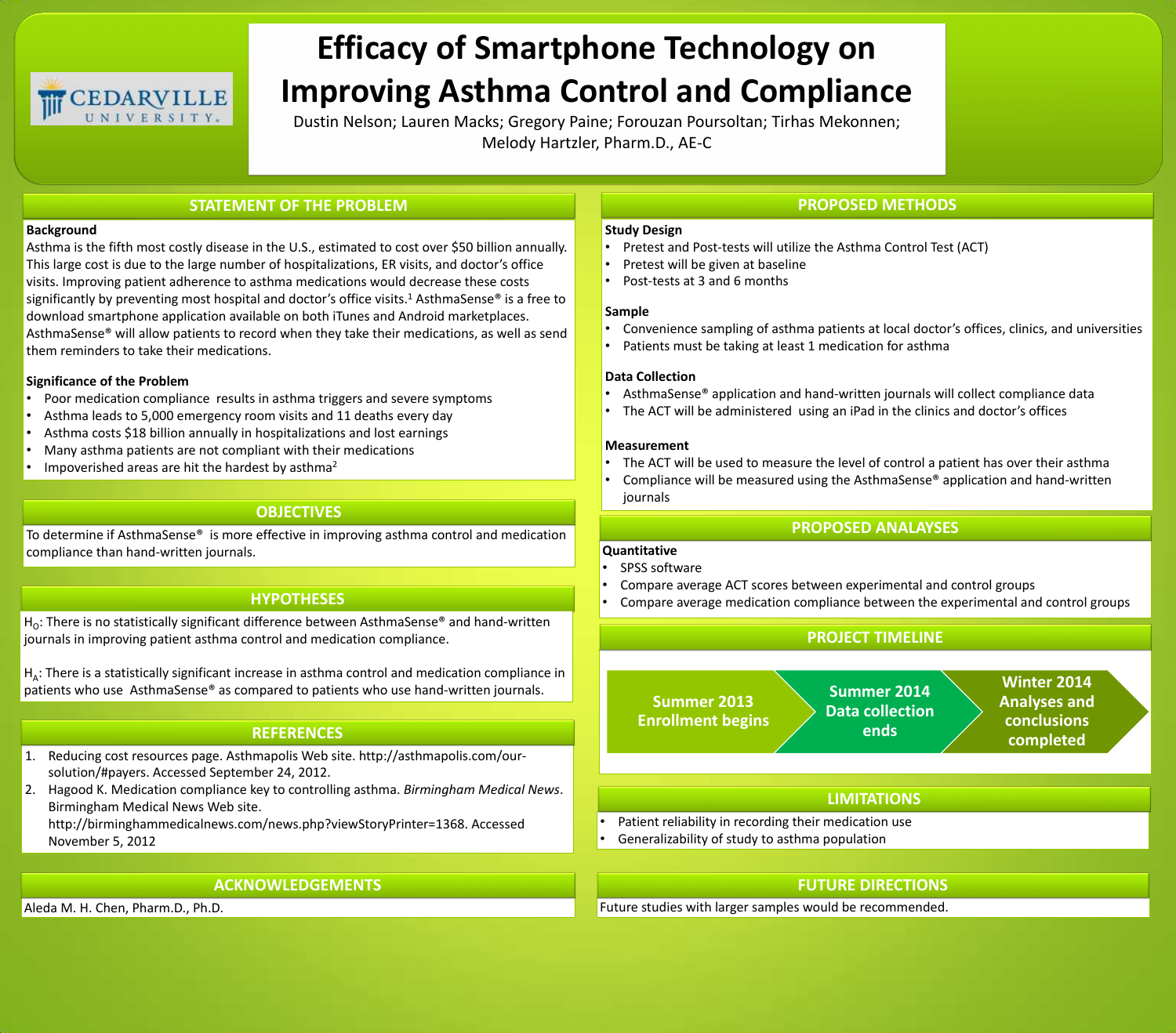# Efficacy of Smartphone Technology on Improving Asthma Control and Compliance

Dustin Nelson; Lauren Macks; Gregory Paine; Forouzan Poursoltan; Tirhas Mekonnen; Melody Hartzler, Pharm.D., AE-C

CEDARVILLE UNIVERSITY.

## STATEMENT OF THE PROBLEM

**Background**

Asthma is the fifth most costly disease in the U.S., estimated to cost over $50 billion annually. This large cost is due to the large number of hospitalizations, ER visits, and doctor's office visits. Improving patient adherence to asthma medications would decrease these costs significantly by preventing most hospital and doctor's office visits.[1] AsthmaSense® is a free to download smartphone application available on both iTunes and Android marketplaces. AsthmaSense® will allow patients to record when they take their medications, as well as send them reminders to take their medications.

**Significance of the Problem**

- Poor medication compliance results in asthma triggers and severe symptoms
- Asthma leads to 5,000 emergency room visits and 11 deaths every day
- Asthma costs $18 billion annually in hospitalizations and lost earnings
- Many asthma patients are not compliant with their medications
- Impoverished areas are hit the hardest by asthma[2]

## OBJECTIVES

To determine if AsthmaSense® is more effective in improving asthma control and medication compliance than hand-written journals.

## HYPOTHESES

$H_O$: There is no statistically significant difference between AsthmaSense® and hand-written journals in improving patient asthma control and medication compliance.

$H_A$: There is a statistically significant increase in asthma control and medication compliance in patients who use AsthmaSense® as compared to patients who use hand-written journals.

## REFERENCES

1. Reducing cost resources page. Asthmapolis Web site. http://asthmapolis.com/our-solution/#payers. Accessed September 24, 2012.
2. Hagood K. Medication compliance key to controlling asthma. *Birmingham Medical News*. Birmingham Medical News Web site. http://birminghammedicalnews.com/news.php?viewStoryPrinter=1368. Accessed November 5, 2012

## ACKNOWLEDGEMENTS

Aleda M. H. Chen, Pharm.D., Ph.D.

## PROPOSED METHODS

**Study Design**

- Pretest and Post-tests will utilize the Asthma Control Test (ACT)
- Pretest will be given at baseline
- Post-tests at 3 and 6 months

**Sample**

- Convenience sampling of asthma patients at local doctor's offices, clinics, and universities
- Patients must be taking at least 1 medication for asthma

**Data Collection**

- AsthmaSense® application and hand-written journals will collect compliance data
- The ACT will be administered using an iPad in the clinics and doctor's offices

**Measurement**

- The ACT will be used to measure the level of control a patient has over their asthma
- Compliance will be measured using the AsthmaSense® application and hand-written journals

## PROPOSED ANALAYSES

**Quantitative**

- SPSS software
- Compare average ACT scores between experimental and control groups
- Compare average medication compliance between the experimental and control groups

## PROJECT TIMELINE

Summer 2013 Enrollment begins

Summer 2014 Data collection ends

Winter 2014 Analyses and conclusions completed

## LIMITATIONS

- Patient reliability in recording their medication use
- Generalizability of study to asthma population

## FUTURE DIRECTIONS

Future studies with larger samples would be recommended.